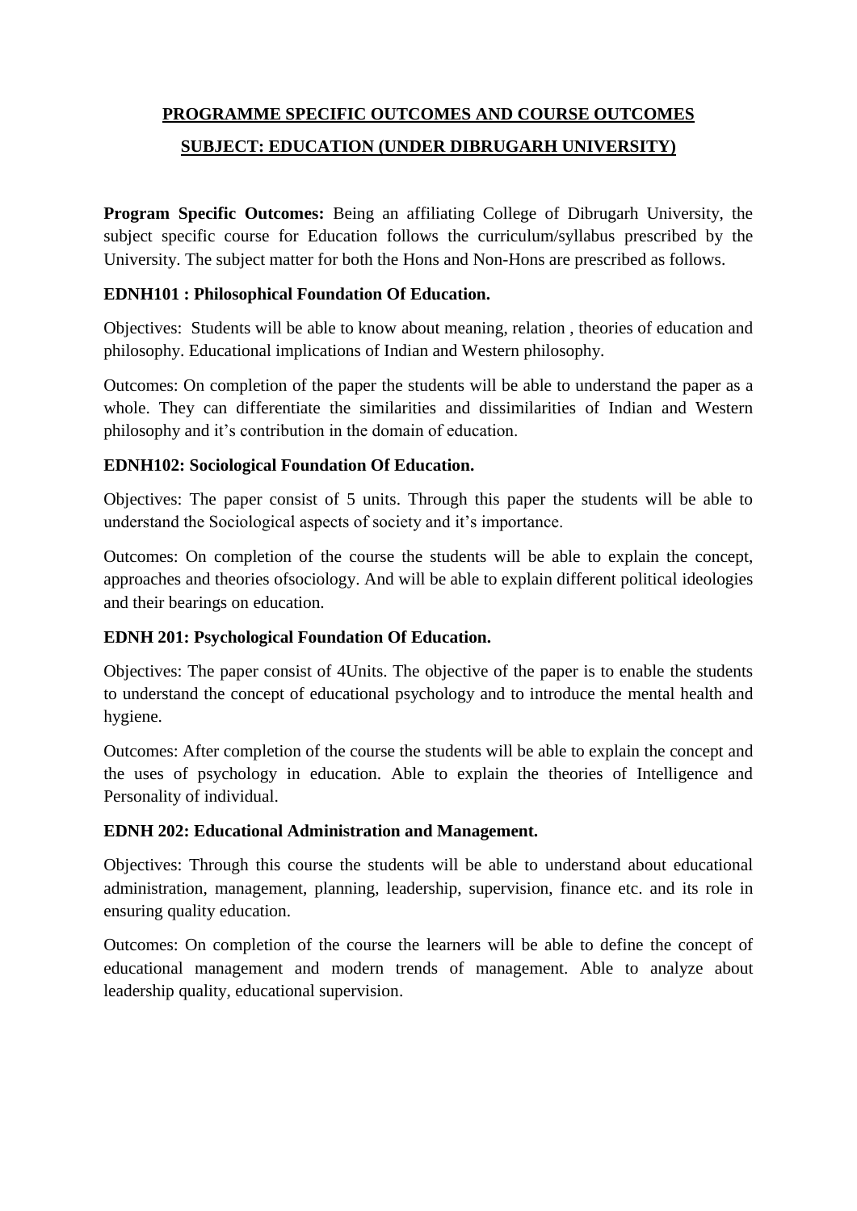**PROGRAMME SPECIFIC OUTCOMES AND COURSE OUTCOMES**

**SUBJECT: EDUCATION (UNDER DIBRUGARH UNIVERSITY)**

**Program Specific Outcomes:** Being an affiliating College of Dibrugarh University, the subject specific course for Education follows the curriculum/syllabus prescribed by the University. The subject matter for both the Hons and Non-Hons are prescribed as follows.

**EDNH101 : Philosophical Foundation Of Education.**

Objectives: Students will be able to know about meaning, relation , theories of education and philosophy. Educational implications of Indian and Western philosophy.

Outcomes: On completion of the paper the students will be able to understand the paper as a whole. They can differentiate the similarities and dissimilarities of Indian and Western philosophy and it's contribution in the domain of education.

**EDNH102: Sociological Foundation Of Education.**

Objectives: The paper consist of 5 units. Through this paper the students will be able to understand the Sociological aspects of society and it's importance.

Outcomes: On completion of the course the students will be able to explain the concept, approaches and theories ofsociology. And will be able to explain different political ideologies and their bearings on education.

**EDNH 201: Psychological Foundation Of Education.**

Objectives: The paper consist of 4Units. The objective of the paper is to enable the students to understand the concept of educational psychology and to introduce the mental health and hygiene.

Outcomes: After completion of the course the students will be able to explain the concept and the uses of psychology in education. Able to explain the theories of Intelligence and Personality of individual.

**EDNH 202: Educational Administration and Management.**

Objectives: Through this course the students will be able to understand about educational administration, management, planning, leadership, supervision, finance etc. and its role in ensuring quality education.

Outcomes: On completion of the course the learners will be able to define the concept of educational management and modern trends of management. Able to analyze about leadership quality, educational supervision.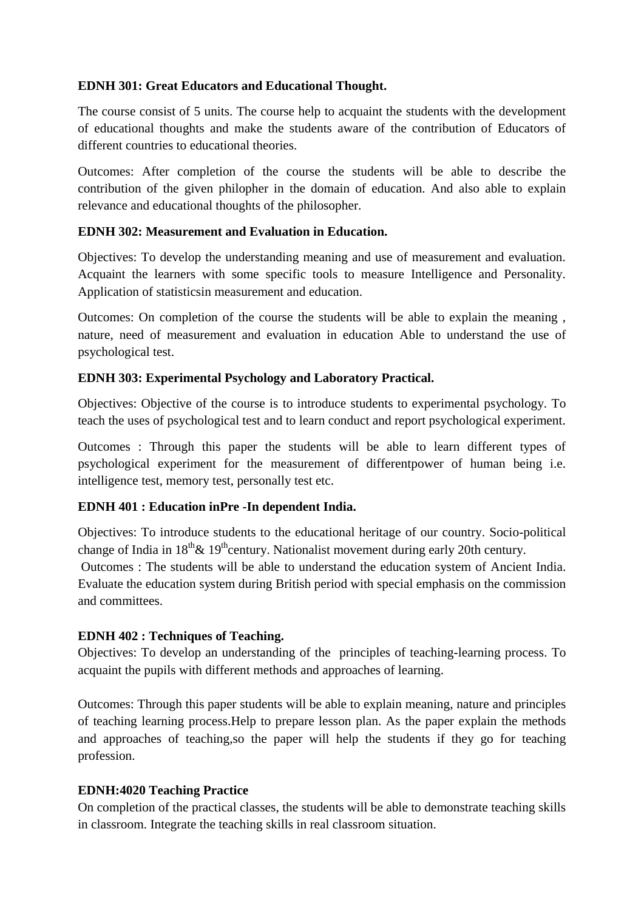**EDNH 301: Great Educators and Educational Thought.**

The course consist of 5 units. The course help to acquaint the students with the development of educational thoughts and make the students aware of the contribution of Educators of different countries to educational theories.

Outcomes: After completion of the course the students will be able to describe the contribution of the given philopher in the domain of education. And also able to explain relevance and educational thoughts of the philosopher.

**EDNH 302: Measurement and Evaluation in Education.**

Objectives: To develop the understanding meaning and use of measurement and evaluation. Acquaint the learners with some specific tools to measure Intelligence and Personality. Application of statisticsin measurement and education.

Outcomes: On completion of the course the students will be able to explain the meaning , nature, need of measurement and evaluation in education Able to understand the use of psychological test.

**EDNH 303: Experimental Psychology and Laboratory Practical.**

Objectives: Objective of the course is to introduce students to experimental psychology. To teach the uses of psychological test and to learn conduct and report psychological experiment.

Outcomes : Through this paper the students will be able to learn different types of psychological experiment for the measurement of differentpower of human being i.e. intelligence test, memory test, personally test etc.

**EDNH 401 : Education inPre -In dependent India.**

Objectives: To introduce students to the educational heritage of our country. Socio-political change of India in 18th& 19thcentury. Nationalist movement during early 20th century.

Outcomes : The students will be able to understand the education system of Ancient India. Evaluate the education system during British period with special emphasis on the commission and committees.

**EDNH 402 : Techniques of Teaching.**

Objectives: To develop an understanding of the principles of teaching-learning process. To acquaint the pupils with different methods and approaches of learning.

Outcomes: Through this paper students will be able to explain meaning, nature and principles of teaching learning process.Help to prepare lesson plan. As the paper explain the methods and approaches of teaching,so the paper will help the students if they go for teaching profession.

**EDNH:4020 Teaching Practice**

On completion of the practical classes, the students will be able to demonstrate teaching skills in classroom. Integrate the teaching skills in real classroom situation.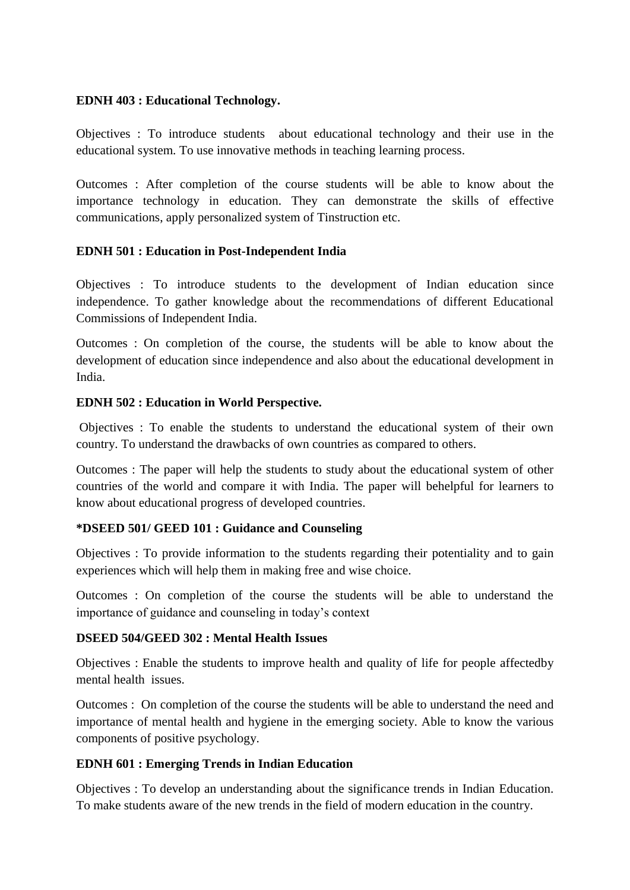**EDNH 403 : Educational Technology.**

Objectives : To introduce students about educational technology and their use in the educational system. To use innovative methods in teaching learning process.

Outcomes : After completion of the course students will be able to know about the importance technology in education. They can demonstrate the skills of effective communications, apply personalized system of Tinstruction etc.

**EDNH 501 : Education in Post-Independent India**

Objectives : To introduce students to the development of Indian education since independence. To gather knowledge about the recommendations of different Educational Commissions of Independent India.

Outcomes : On completion of the course, the students will be able to know about the development of education since independence and also about the educational development in India.

**EDNH 502 : Education in World Perspective.**

Objectives : To enable the students to understand the educational system of their own country. To understand the drawbacks of own countries as compared to others.

Outcomes : The paper will help the students to study about the educational system of other countries of the world and compare it with India. The paper will behelpful for learners to know about educational progress of developed countries.

**\*DSEED 501/ GEED 101 : Guidance and Counseling**

Objectives : To provide information to the students regarding their potentiality and to gain experiences which will help them in making free and wise choice.

Outcomes : On completion of the course the students will be able to understand the importance of guidance and counseling in today's context

**DSEED 504/GEED 302 : Mental Health Issues**

Objectives : Enable the students to improve health and quality of life for people affectedby mental health issues.

Outcomes : On completion of the course the students will be able to understand the need and importance of mental health and hygiene in the emerging society. Able to know the various components of positive psychology.

**EDNH 601 : Emerging Trends in Indian Education**

Objectives : To develop an understanding about the significance trends in Indian Education. To make students aware of the new trends in the field of modern education in the country.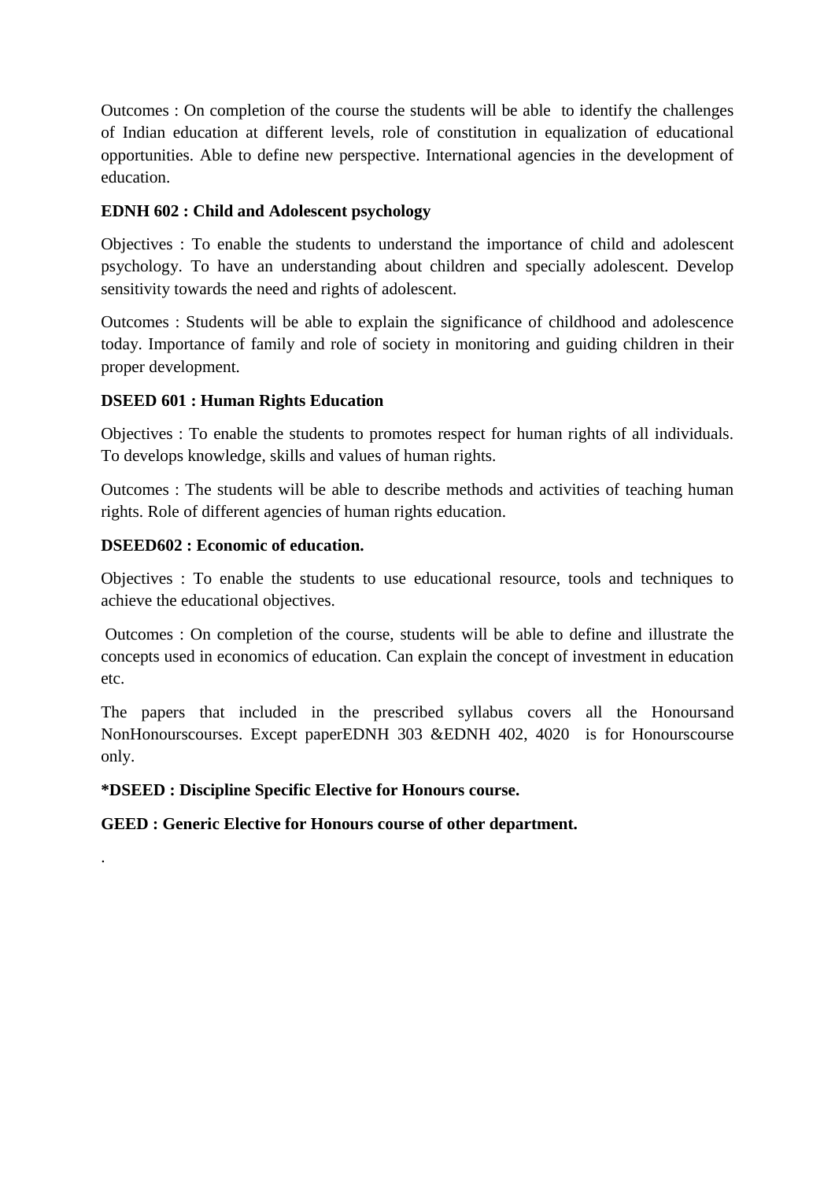Outcomes : On completion of the course the students will be able to identify the challenges of Indian education at different levels, role of constitution in equalization of educational opportunities. Able to define new perspective. International agencies in the development of education.

**EDNH 602 : Child and Adolescent psychology**

Objectives : To enable the students to understand the importance of child and adolescent psychology. To have an understanding about children and specially adolescent. Develop sensitivity towards the need and rights of adolescent.

Outcomes : Students will be able to explain the significance of childhood and adolescence today. Importance of family and role of society in monitoring and guiding children in their proper development.

**DSEED 601 : Human Rights Education**

Objectives : To enable the students to promotes respect for human rights of all individuals. To develops knowledge, skills and values of human rights.

Outcomes : The students will be able to describe methods and activities of teaching human rights. Role of different agencies of human rights education.

**DSEED602 : Economic of education.**

Objectives : To enable the students to use educational resource, tools and techniques to achieve the educational objectives.

Outcomes : On completion of the course, students will be able to define and illustrate the concepts used in economics of education. Can explain the concept of investment in education etc.

The papers that included in the prescribed syllabus covers all the Honoursand NonHonourscourses. Except paperEDNH 303 &EDNH 402, 4020 is for Honourscourse only.

***DSEED : Discipline Specific Elective for Honours course.**

**GEED : Generic Elective for Honours course of other department.**

.